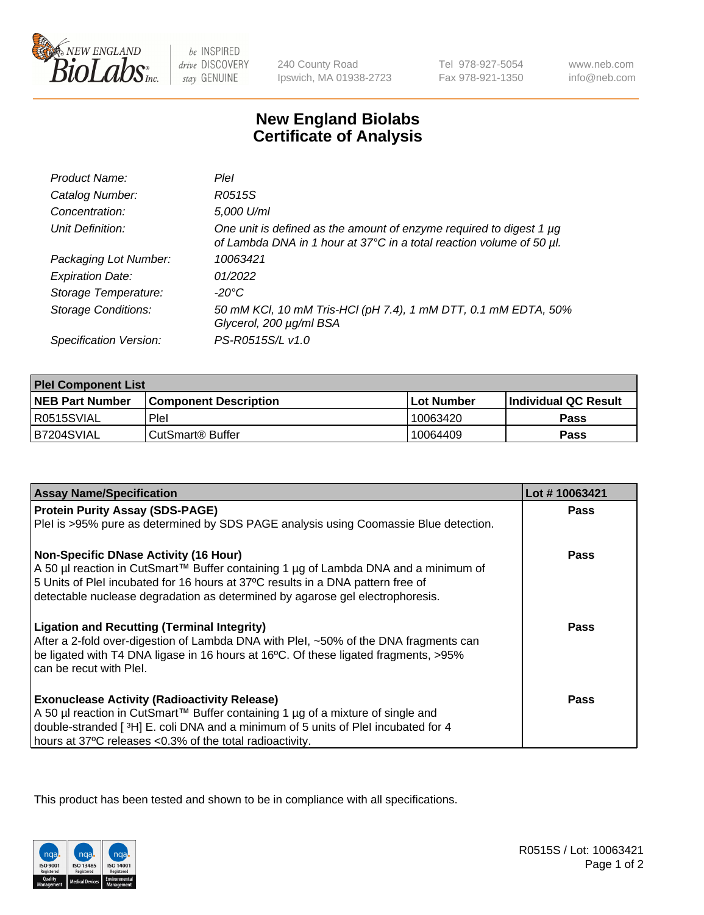# New England Biolabs Certificate of Analysis

| | |
|---|---|
| *Product Name:* | *PleI* |
| *Catalog Number:* | *R0515S* |
| *Concentration:* | *5,000 U/ml* |
| *Unit Definition:* | *One unit is defined as the amount of enzyme required to digest 1 µg of Lambda DNA in 1 hour at 37°C in a total reaction volume of 50 µl.* |
| *Packaging Lot Number:* | *10063421* |
| *Expiration Date:* | *01/2022* |
| *Storage Temperature:* | *-20°C* |
| *Storage Conditions:* | *50 mM KCl, 10 mM Tris-HCl (pH 7.4), 1 mM DTT, 0.1 mM EDTA, 50% Glycerol, 200 µg/ml BSA* |
| *Specification Version:* | *PS-R0515S/L v1.0* |

| PleI Component List | | | |
|---|---|---|---|
| **NEB Part Number** | **Component Description** | **Lot Number** | **Individual QC Result** |
| R0515SVIAL | PleI | 10063420 | **Pass** |
| B7204SVIAL | CutSmart® Buffer | 10064409 | **Pass** |

| Assay Name/Specification | Lot # 10063421 |
|---|---|
| **Protein Purity Assay (SDS-PAGE)**<br>PleI is >95% pure as determined by SDS PAGE analysis using Coomassie Blue detection. | **Pass** |
| **Non-Specific DNase Activity (16 Hour)**<br>A 50 µl reaction in CutSmart™ Buffer containing 1 µg of Lambda DNA and a minimum of 5 Units of PleI incubated for 16 hours at 37ºC results in a DNA pattern free of detectable nuclease degradation as determined by agarose gel electrophoresis. | **Pass** |
| **Ligation and Recutting (Terminal Integrity)**<br>After a 2-fold over-digestion of Lambda DNA with PleI, ~50% of the DNA fragments can be ligated with T4 DNA ligase in 16 hours at 16ºC. Of these ligated fragments, >95% can be recut with PleI. | **Pass** |
| **Exonuclease Activity (Radioactivity Release)**<br>A 50 µl reaction in CutSmart™ Buffer containing 1 µg of a mixture of single and double-stranded [ $^3$H] E. coli DNA and a minimum of 5 units of PleI incubated for 4 hours at 37ºC releases <0.3% of the total radioactivity. | **Pass** |

This product has been tested and shown to be in compliance with all specifications.

R0515S / Lot: 10063421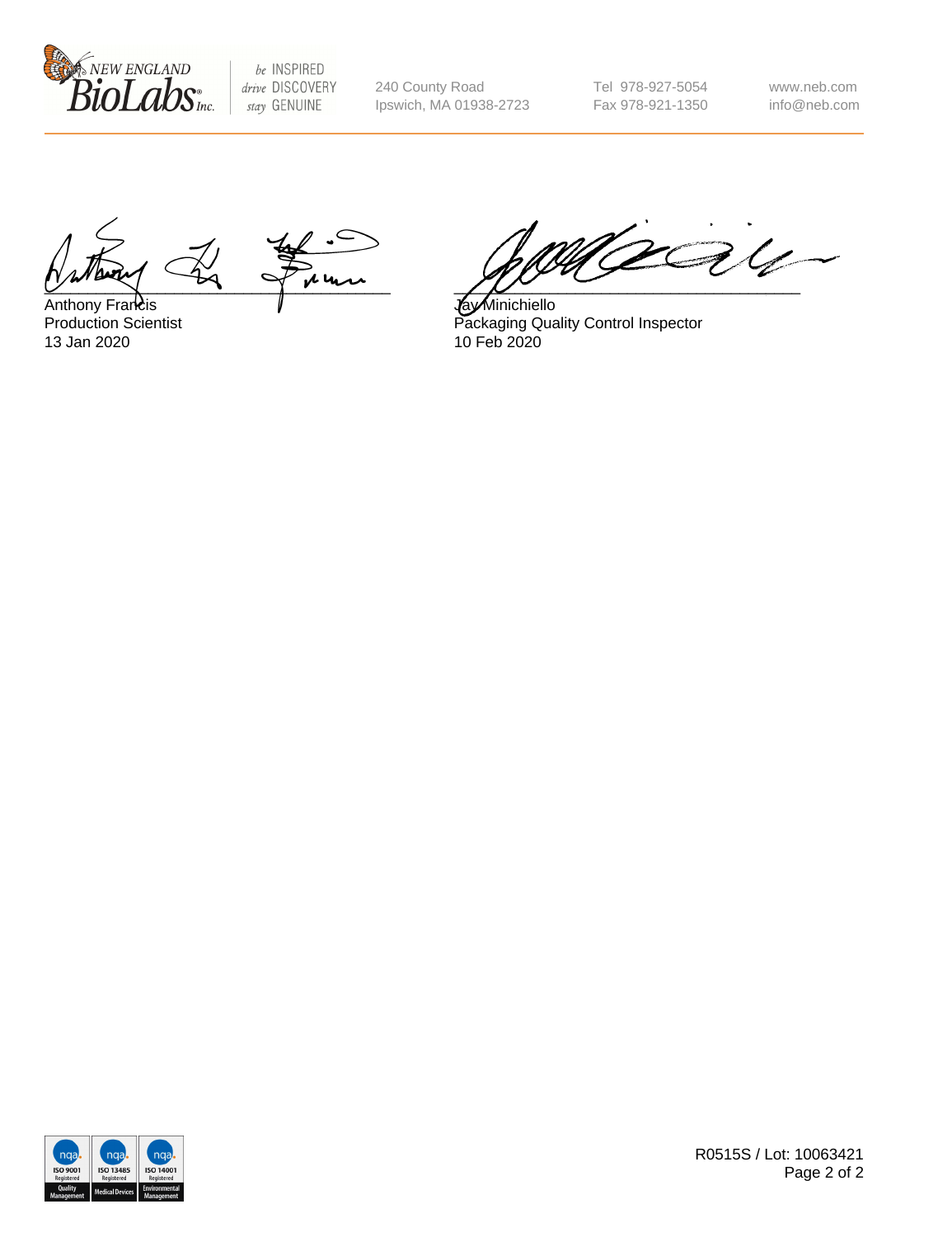Anthony Francis
Production Scientist
13 Jan 2020

Jay Minichiello
Packaging Quality Control Inspector
10 Feb 2020

R0515S / Lot: 10063421